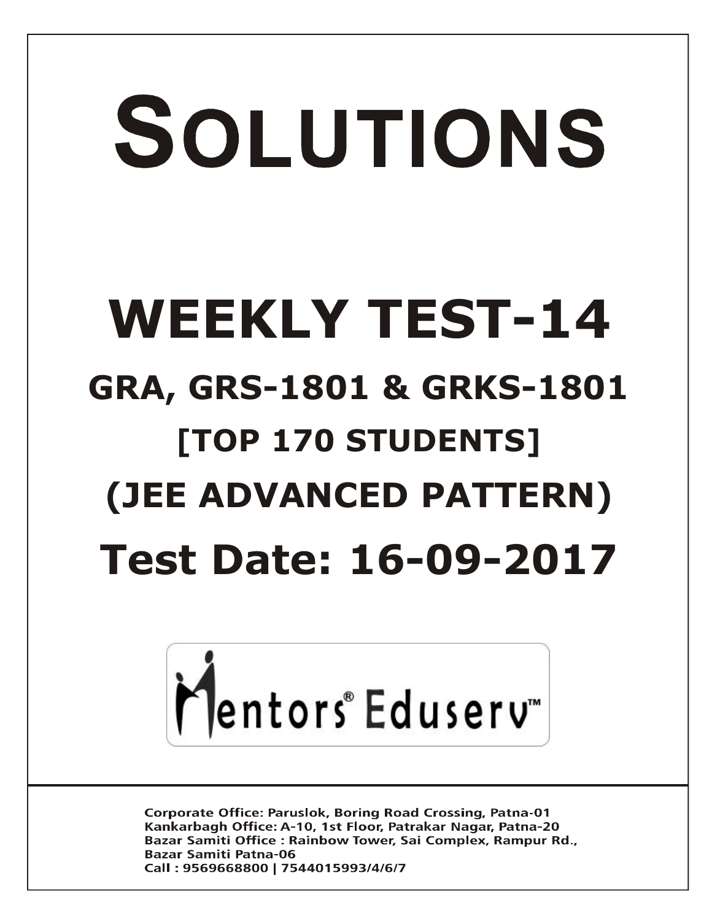# SOLUTIONS

# WEEKLY TEST-14

## GRA, GRS-1801 & GRKS-1801

## [TOP 170 STUDENTS]

## (JEE ADVANCED PATTERN)

## Test Date: 16-09-2017

Mentors® Eduserv™

**Corporate Office: Paruslok, Boring Road Crossing, Patna-01**
**Kankarbagh Office: A-10, 1st Floor, Patrakar Nagar, Patna-20**
**Bazar Samiti Office : Rainbow Tower, Sai Complex, Rampur Rd., Bazar Samiti Patna-06**
**Call : 9569668800 | 7544015993/4/6/7**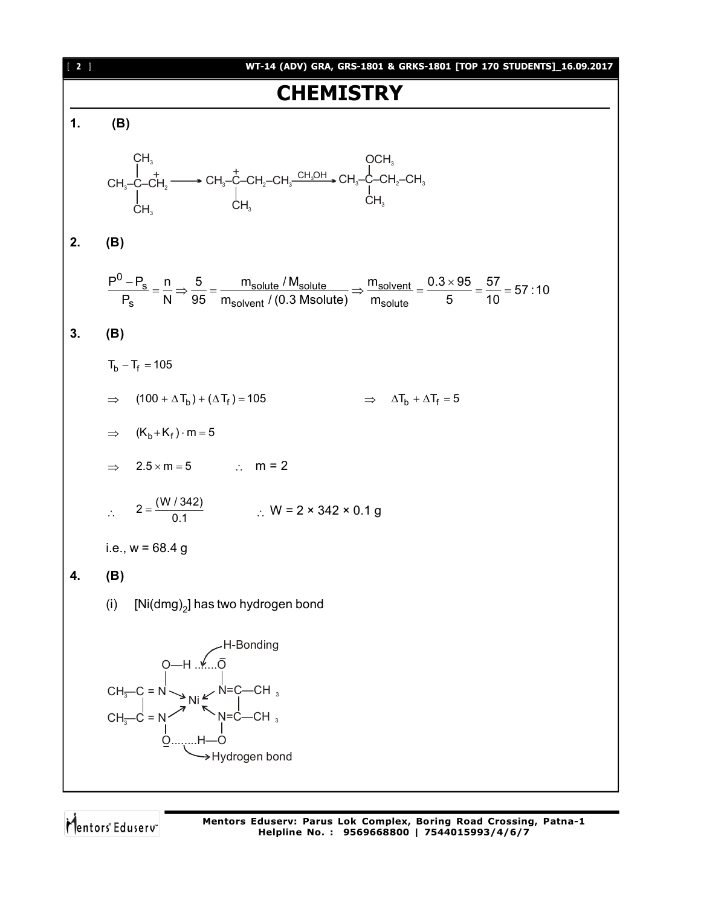# CHEMISTRY

**1. (B)**

$$CH_3-\overset{\displaystyle CH_3}{\underset{\displaystyle CH_3}{\overset{|}{\underset{|}{C}}}}-\overset{+}{C}H_2 \longrightarrow CH_3-\overset{+}{\underset{\displaystyle CH_3}{\underset{|}{C}}}-CH_2-CH_3 \xrightarrow{CH_3OH} CH_3-\overset{\displaystyle OCH_3}{\underset{\displaystyle CH_3}{\overset{|}{\underset{|}{C}}}}-CH_2-CH_3$$

**2. (B)**

$$\frac{P^0 - P_s}{P_s} = \frac{n}{N} \Rightarrow \frac{5}{95} = \frac{m_{solute}/M_{solute}}{m_{solvent}/(0.3\ Msolute)} \Rightarrow \frac{m_{solvent}}{m_{solute}} = \frac{0.3 \times 95}{5} = \frac{57}{10} = 57:10$$

**3. (B)**

$T_b - T_f = 105$

$\Rightarrow \quad (100 + \Delta T_b) + (\Delta T_f) = 105 \qquad \Rightarrow \quad \Delta T_b + \Delta T_f = 5$

$\Rightarrow \quad (K_b + K_f) \cdot m = 5$

$\Rightarrow \quad 2.5 \times m = 5 \qquad \therefore \quad m = 2$

$\therefore \quad 2 = \frac{(W/342)}{0.1} \qquad \therefore W = 2 \times 342 \times 0.1$ g

i.e., w = 68.4 g

**4. (B)**

(i) $[Ni(dmg)_2]$ has two hydrogen bond

```
          O—H .......O⁻   ← H-Bonding
          |          |
CH3—C = N →       ← N=C—CH3
    |        Ni        |
CH3—C = N →       ← N=C—CH3
          |          |
          O⁻........H—O   → Hydrogen bond
```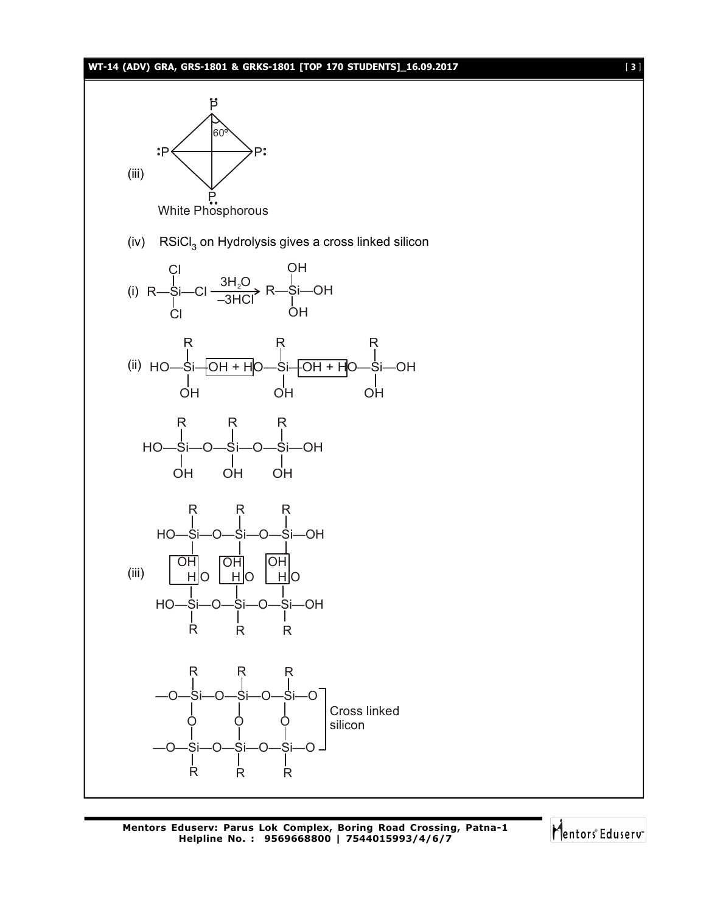(iii)

$$\begin{array}{c} \ddot{P} \\ :P \diamond P: \\ \underset{\cdot\cdot}{P} \end{array}$$

$60^o$

White Phosphorous

(iv) $RSiCl_3$ on Hydrolysis gives a cross linked silicon

(i) $R-SiCl_3 \xrightarrow[-3HCl]{3H_2O} R-Si(OH)_3$

(ii) $HO-Si(R)(OH)-OH + HO-Si(R)(OH)-OH + HO-Si(R)(OH)-OH$

$HO-Si(R)(OH)-O-Si(R)(OH)-O-Si(R)(OH)-OH$

(iii)

$HO-Si(R)(OH)-O-Si(R)(OH)-O-Si(R)(OH)-OH$

$HO-Si(R)(OH)-O-Si(R)(OH)-O-Si(R)(OH)-OH$

$$\begin{array}{c} R \quad\quad R \quad\quad R \\ -O-Si-O-Si-O-Si-O \\ O \quad\quad O \quad\quad O \\ -O-Si-O-Si-O-Si-O \\ R \quad\quad R \quad\quad R \end{array}$$

Cross linked silicon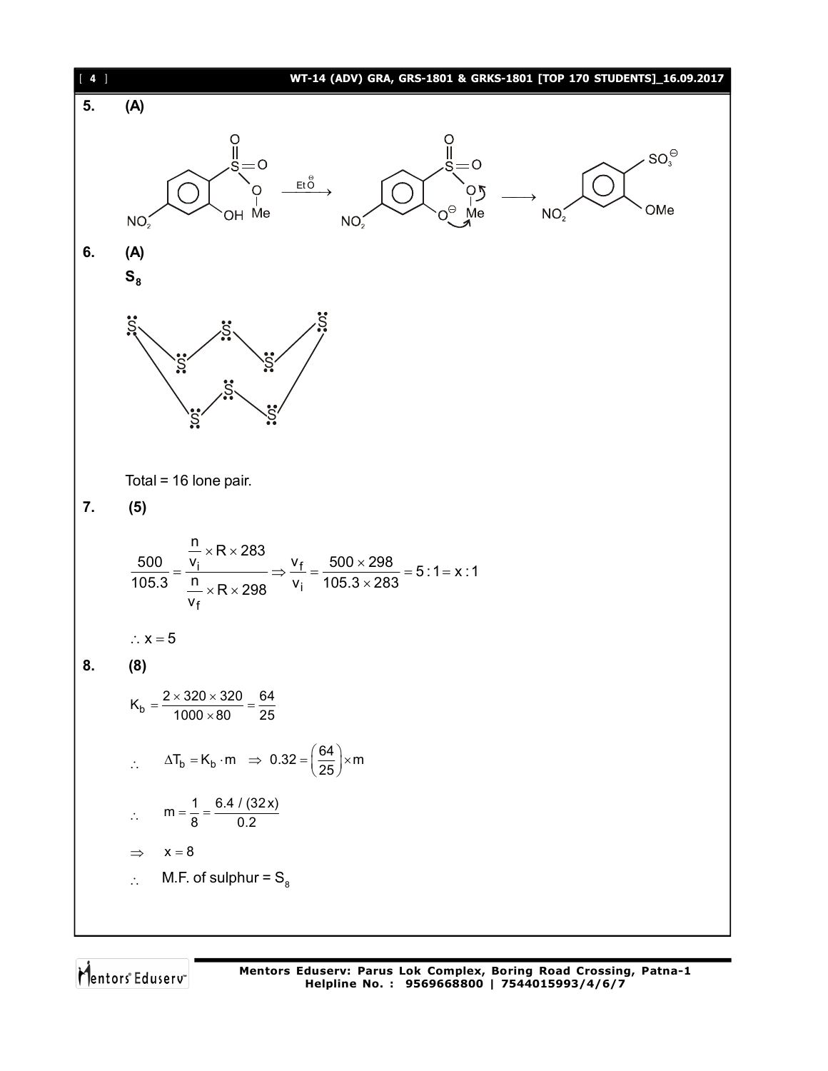**5.** **(A)**

NO$_2$–C$_6$H$_3$(OH)–SO$_2$–O–Me $\xrightarrow{Et\overset{\ominus}{O}}$ NO$_2$–C$_6$H$_3$(O$^{\ominus}$)–SO$_2$–O–Me $\longrightarrow$ NO$_2$–C$_6$H$_3$(OMe)–$SO_3^{\ominus}$

**6.** **(A)**

**$S_8$**

Total = 16 lone pair.

**7.** **(5)**

$$\frac{500}{105.3} = \frac{\frac{n}{v_i} \times R \times 283}{\frac{n}{v_f} \times R \times 298} \Rightarrow \frac{v_f}{v_i} = \frac{500 \times 298}{105.3 \times 283} = 5:1 = x:1$$

$\therefore x = 5$

**8.** **(8)**

$$K_b = \frac{2 \times 320 \times 320}{1000 \times 80} = \frac{64}{25}$$

$\therefore \quad \Delta T_b = K_b \cdot m \quad \Rightarrow \quad 0.32 = \left(\frac{64}{25}\right) \times m$

$\therefore \quad m = \frac{1}{8} = \frac{6.4 / (32x)}{0.2}$

$\Rightarrow \quad x = 8$

$\therefore \quad$ M.F. of sulphur = $S_8$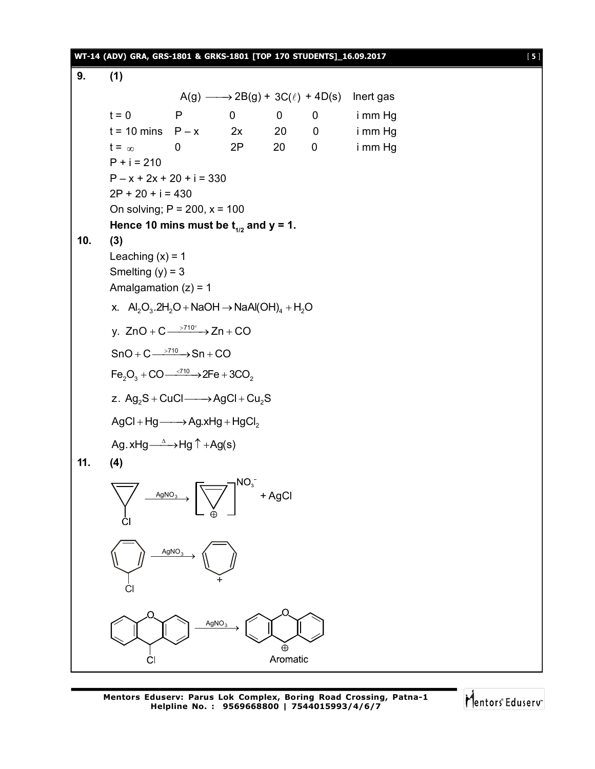**9. (1)**

| | A(g) $\longrightarrow$ | 2B(g) + | 3C($\ell$) + | 4D(s) | Inert gas |
|---|---|---|---|---|---|
| t = 0 | P | 0 | 0 | 0 | i mm Hg |
| t = 10 mins | P – x | 2x | 20 | 0 | i mm Hg |
| t = $\infty$ | 0 | 2P | 20 | 0 | i mm Hg |

P + i = 210

P – x + 2x + 20 + i = 330

2P + 20 + i = 430

On solving; P = 200, x = 100

**Hence 10 mins must be $t_{1/2}$ and y = 1.**

**10. (3)**

Leaching (x) = 1

Smelting (y) = 3

Amalgamation (z) = 1

x. $Al_2O_3.2H_2O + NaOH \rightarrow NaAl(OH)_4 + H_2O$

y. $ZnO + C \xrightarrow{>710^\circ} Zn + CO$

$SnO + C \xrightarrow{>710} Sn + CO$

$Fe_2O_3 + CO \xrightarrow{<710} 2Fe + 3CO_2$

z. $Ag_2S + CuCl \longrightarrow AgCl + Cu_2S$

$AgCl + Hg \longrightarrow Ag.xHg + HgCl_2$

$Ag.xHg \xrightarrow{\Delta} Hg\uparrow + Ag(s)$

**11. (4)**

3-chlorocyclopropene $\xrightarrow{AgNO_3}$ [cyclopropenyl cation]$NO_3^-$ + AgCl

7-chlorocycloheptatriene $\xrightarrow{AgNO_3}$ tropylium cation

9-chloroxanthene $\xrightarrow{AgNO_3}$ xanthylium cation

Aromatic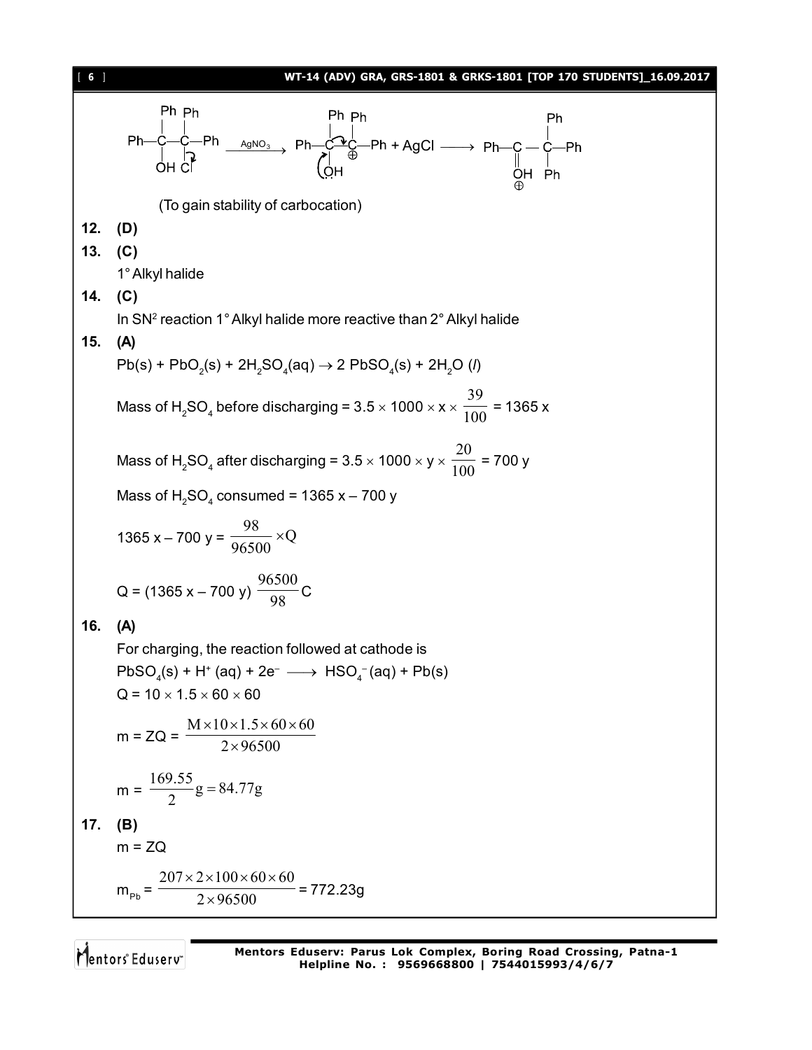$$Ph-\underset{OH}{\overset{Ph}{C}}-\underset{Cl}{\overset{Ph}{C}}-Ph \xrightarrow{AgNO_3} Ph-\underset{\ddot{O}H}{\overset{Ph}{C}}-\overset{Ph}{\overset{\oplus}{C}}-Ph + AgCl \longrightarrow Ph-\underset{\overset{\oplus}{O}H}{\overset{\|}{C}}-\underset{Ph}{\overset{Ph}{C}}-Ph$$

(To gain stability of carbocation)

**12. (D)**

**13. (C)**

1° Alkyl halide

**14. (C)**

In $SN^2$ reaction 1° Alkyl halide more reactive than 2° Alkyl halide

**15. (A)**

$Pb(s) + PbO_2(s) + 2H_2SO_4(aq) \rightarrow 2\ PbSO_4(s) + 2H_2O\ (l)$

Mass of $H_2SO_4$ before discharging = $3.5 \times 1000 \times x \times \frac{39}{100} = 1365\ x$

Mass of $H_2SO_4$ after discharging = $3.5 \times 1000 \times y \times \frac{20}{100} = 700\ y$

Mass of $H_2SO_4$ consumed = $1365\ x - 700\ y$

$1365\ x - 700\ y = \frac{98}{96500} \times Q$

$Q = (1365\ x - 700\ y)\ \frac{96500}{98}\ C$

**16. (A)**

For charging, the reaction followed at cathode is

$PbSO_4(s) + H^+(aq) + 2e^- \longrightarrow HSO_4^-(aq) + Pb(s)$

$Q = 10 \times 1.5 \times 60 \times 60$

$m = ZQ = \frac{M \times 10 \times 1.5 \times 60 \times 60}{2 \times 96500}$

$m = \frac{169.55}{2} g = 84.77 g$

**17. (B)**

$m = ZQ$

$m_{Pb} = \frac{207 \times 2 \times 100 \times 60 \times 60}{2 \times 96500} = 772.23 g$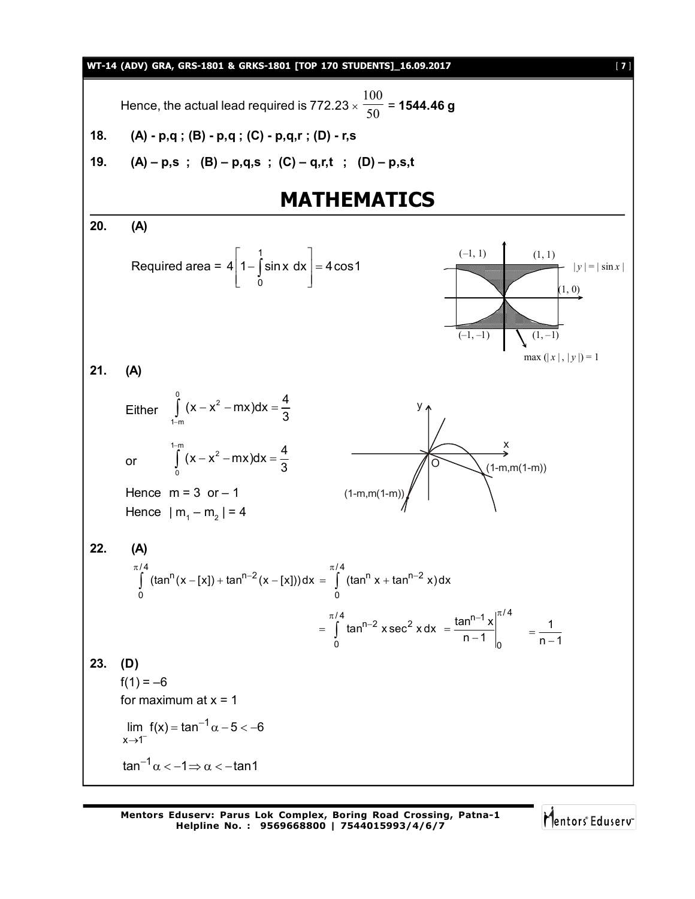Hence, the actual lead required is $772.23 \times \frac{100}{50}$ = **1544.46 g**

**18.** **(A) - p,q ; (B) - p,q ; (C) - p,q,r ; (D) - r,s**

**19.** **(A) – p,s ; (B) – p,q,s ; (C) – q,r,t ; (D) – p,s,t**

# MATHEMATICS

**20.** **(A)**

Required area = $4\left[1-\int_0^1 \sin x \, dx\right] = 4\cos 1$

(–1, 1) (1, 1) $|y| = |\sin x|$ (1, 0) (–1, –1) (1, –1) $\max(|x|, |y|) = 1$

**21.** **(A)**

Either $\int_{1-m}^{0} (x - x^2 - mx)dx = \frac{4}{3}$

or $\int_{0}^{1-m} (x - x^2 - mx)dx = \frac{4}{3}$

Hence $m = 3$ or $-1$

Hence $|m_1 - m_2| = 4$

y x O (1-m,m(1-m)) (1-m,m(1-m))

**22.** **(A)**

$$\int_0^{\pi/4} (\tan^n(x-[x]) + \tan^{n-2}(x-[x]))dx = \int_0^{\pi/4} (\tan^n x + \tan^{n-2} x)dx$$

$$= \int_0^{\pi/4} \tan^{n-2} x \sec^2 x \, dx = \left.\frac{\tan^{n-1} x}{n-1}\right|_0^{\pi/4} = \frac{1}{n-1}$$

**23.** **(D)**

$f(1) = -6$

for maximum at $x = 1$

$\lim\limits_{x \to 1^-} f(x) = \tan^{-1}\alpha - 5 < -6$

$\tan^{-1}\alpha < -1 \Rightarrow \alpha < -\tan 1$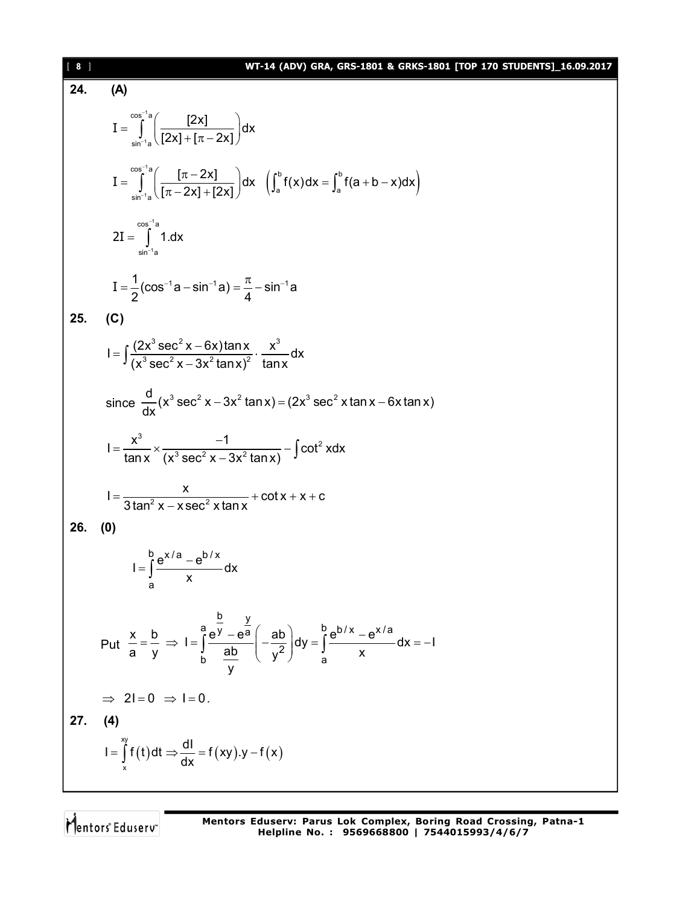**24. (A)**

$$I = \int_{\sin^{-1}a}^{\cos^{-1}a} \left( \frac{[2x]}{[2x] + [\pi - 2x]} \right) dx$$

$$I = \int_{\sin^{-1}a}^{\cos^{-1}a} \left( \frac{[\pi - 2x]}{[\pi - 2x] + [2x]} \right) dx \quad \left( \int_a^b f(x)dx = \int_a^b f(a+b-x)dx \right)$$

$$2I = \int_{\sin^{-1}a}^{\cos^{-1}a} 1.dx$$

$$I = \frac{1}{2}(\cos^{-1}a - \sin^{-1}a) = \frac{\pi}{4} - \sin^{-1}a$$

**25. (C)**

$$I = \int \frac{(2x^3 \sec^2 x - 6x)\tan x}{(x^3 \sec^2 x - 3x^2 \tan x)^2} \cdot \frac{x^3}{\tan x} dx$$

since $\frac{d}{dx}(x^3 \sec^2 x - 3x^2 \tan x) = (2x^3 \sec^2 x \tan x - 6x \tan x)$

$$I = \frac{x^3}{\tan x} \times \frac{-1}{(x^3 \sec^2 x - 3x^2 \tan x)} - \int \cot^2 x dx$$

$$I = \frac{x}{3\tan^2 x - x\sec^2 x \tan x} + \cot x + x + c$$

**26. (0)**

$$I = \int_a^b \frac{e^{x/a} - e^{b/x}}{x} dx$$

Put $\frac{x}{a} = \frac{b}{y} \Rightarrow I = \int_b^a \frac{e^{\frac{b}{y}} - e^{\frac{y}{a}}}{\frac{ab}{y}} \left( -\frac{ab}{y^2} \right) dy = \int_a^b \frac{e^{b/x} - e^{x/a}}{x} dx = -I$

$\Rightarrow 2I = 0 \Rightarrow I = 0.$

**27. (4)**

$$I = \int_x^{xy} f(t)dt \Rightarrow \frac{dI}{dx} = f(xy).y - f(x)$$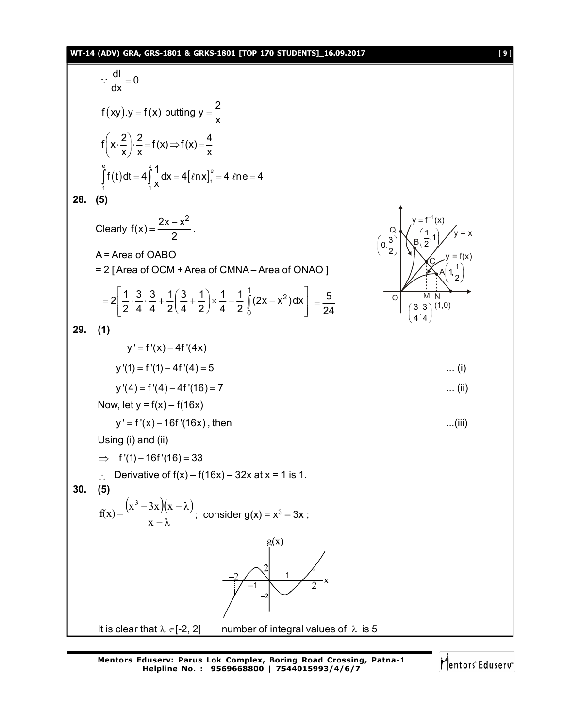$\because \frac{dI}{dx} = 0$

$f(xy).y = f(x)$ putting $y = \frac{2}{x}$

$f\left(x \cdot \frac{2}{x}\right) \cdot \frac{2}{x} = f(x) \Rightarrow f(x) = \frac{4}{x}$

$\int_1^e f(t)dt = 4\int_1^e \frac{1}{x}dx = 4[\ell nx]_1^e = 4\ \ell ne = 4$

**28. (5)**

Clearly $f(x) = \frac{2x - x^2}{2}$.

A = Area of OABO

= 2 [ Area of OCM + Area of CMNA – Area of ONAO ]

$$= 2\left[\frac{1}{2} \cdot \frac{3}{4} \cdot \frac{3}{4} + \frac{1}{2}\left(\frac{3}{4} + \frac{1}{2}\right) \times \frac{1}{4} - \frac{1}{2}\int_0^1 (2x - x^2)dx\right] = \frac{5}{24}$$

**29. (1)**

$y' = f'(x) - 4f'(4x)$

$y'(1) = f'(1) - 4f'(4) = 5$ ... (i)

$y'(4) = f'(4) - 4f'(16) = 7$ ... (ii)

Now, let y = f(x) – f(16x)

$y' = f'(x) - 16f'(16x)$, then ...(iii)

Using (i) and (ii)

$\Rightarrow f'(1) - 16f'(16) = 33$

$\therefore$ Derivative of f(x) – f(16x) – 32x at x = 1 is 1.

**30. (5)**

$f(x) = \frac{(x^3 - 3x)(x - \lambda)}{x - \lambda}$; consider g(x) = $x^3 - 3x$ ;

It is clear that $\lambda \in [-2, 2]$ number of integral values of $\lambda$ is 5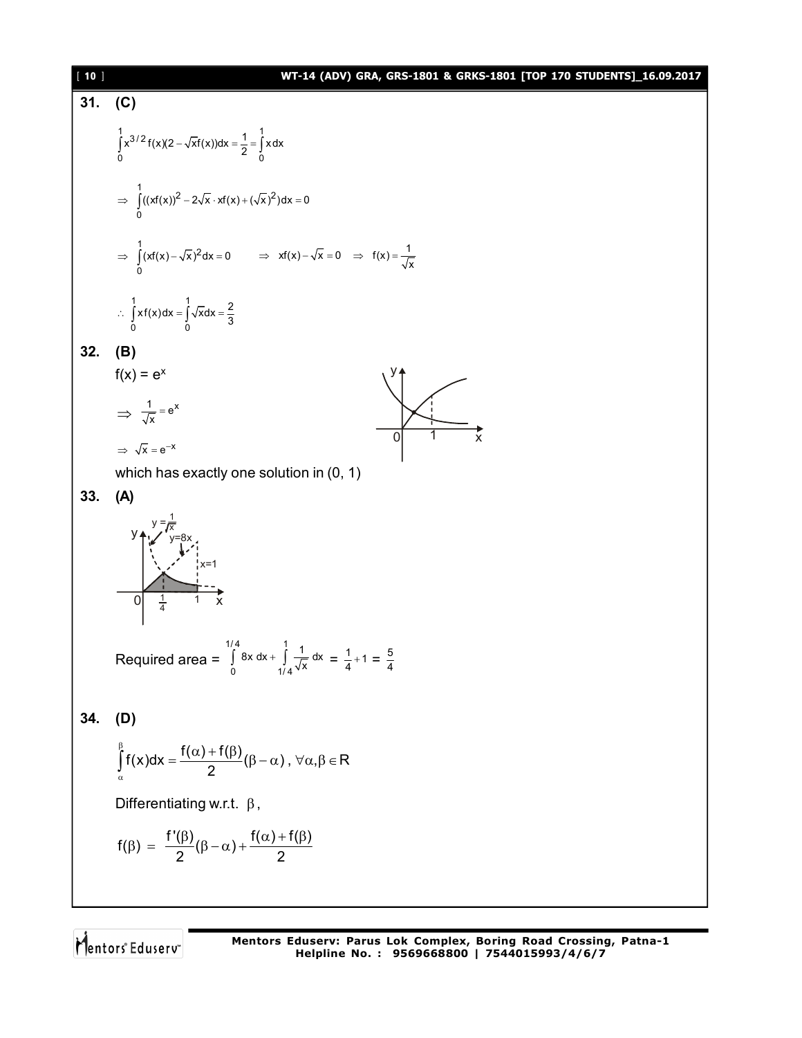**31. (C)**

$$\int_0^1 x^{3/2} f(x)(2-\sqrt{x}f(x))dx = \frac{1}{2} = \int_0^1 x\,dx$$

$$\Rightarrow \int_0^1 ((xf(x))^2 - 2\sqrt{x}\cdot xf(x) + (\sqrt{x})^2)dx = 0$$

$$\Rightarrow \int_0^1 (xf(x)-\sqrt{x})^2 dx = 0 \qquad \Rightarrow xf(x)-\sqrt{x}=0 \Rightarrow f(x)=\frac{1}{\sqrt{x}}$$

$$\therefore \int_0^1 xf(x)dx = \int_0^1 \sqrt{x}dx = \frac{2}{3}$$

**32. (B)**

$f(x) = e^x$

$$\Rightarrow \frac{1}{\sqrt{x}} = e^x$$

$$\Rightarrow \sqrt{x} = e^{-x}$$

which has exactly one solution in (0, 1)

**33. (A)**

Required area = $\int_0^{1/4} 8x\,dx + \int_{1/4}^1 \frac{1}{\sqrt{x}}dx = \frac{1}{4}+1 = \frac{5}{4}$

**34. (D)**

$$\int_\alpha^\beta f(x)dx = \frac{f(\alpha)+f(\beta)}{2}(\beta-\alpha),\ \forall \alpha,\beta \in R$$

Differentiating w.r.t. $\beta$,

$$f(\beta) = \frac{f'(\beta)}{2}(\beta-\alpha) + \frac{f(\alpha)+f(\beta)}{2}$$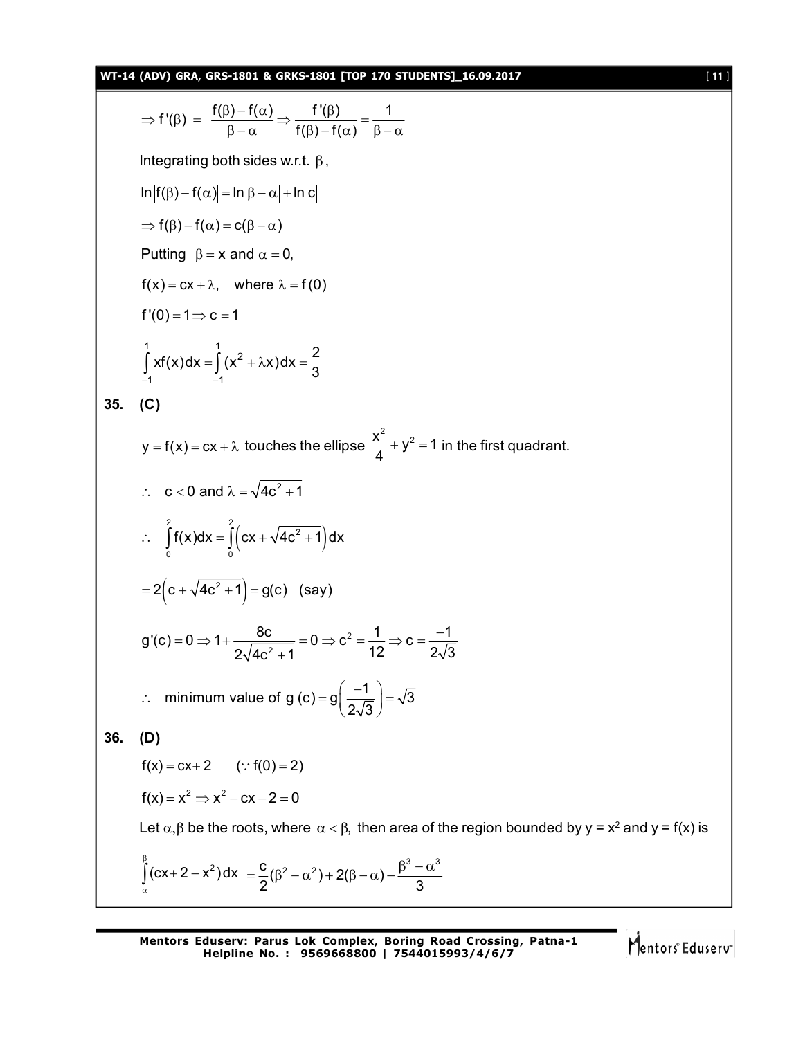$$\Rightarrow f'(\beta) = \frac{f(\beta)-f(\alpha)}{\beta-\alpha} \Rightarrow \frac{f'(\beta)}{f(\beta)-f(\alpha)} = \frac{1}{\beta-\alpha}$$

Integrating both sides w.r.t. $\beta$,

$$\ln|f(\beta)-f(\alpha)| = \ln|\beta-\alpha| + \ln|c|$$

$$\Rightarrow f(\beta)-f(\alpha) = c(\beta-\alpha)$$

Putting $\beta = x$ and $\alpha = 0$,

$f(x) = cx + \lambda$, where $\lambda = f(0)$

$f'(0) = 1 \Rightarrow c = 1$

$$\int_{-1}^{1} xf(x)dx = \int_{-1}^{1} (x^2 + \lambda x)dx = \frac{2}{3}$$

**35. (C)**

$y = f(x) = cx + \lambda$ touches the ellipse $\frac{x^2}{4} + y^2 = 1$ in the first quadrant.

$\therefore$ $c < 0$ and $\lambda = \sqrt{4c^2+1}$

$$\therefore \int_0^2 f(x)dx = \int_0^2 \left(cx + \sqrt{4c^2+1}\right)dx$$

$$= 2\left(c + \sqrt{4c^2+1}\right) = g(c) \quad \text{(say)}$$

$$g'(c) = 0 \Rightarrow 1 + \frac{8c}{2\sqrt{4c^2+1}} = 0 \Rightarrow c^2 = \frac{1}{12} \Rightarrow c = \frac{-1}{2\sqrt{3}}$$

$$\therefore \text{ minimum value of } g(c) = g\left(\frac{-1}{2\sqrt{3}}\right) = \sqrt{3}$$

**36. (D)**

$f(x) = cx + 2 \quad (\because f(0) = 2)$

$f(x) = x^2 \Rightarrow x^2 - cx - 2 = 0$

Let $\alpha, \beta$ be the roots, where $\alpha < \beta$, then area of the region bounded by $y = x^2$ and $y = f(x)$ is

$$\int_{\alpha}^{\beta} (cx + 2 - x^2)dx = \frac{c}{2}(\beta^2 - \alpha^2) + 2(\beta - \alpha) - \frac{\beta^3 - \alpha^3}{3}$$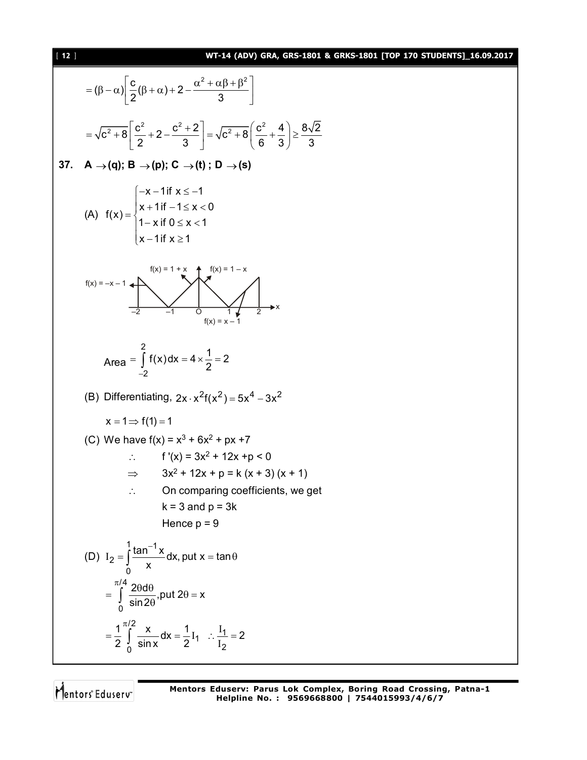$$= (\beta - \alpha)\left[\frac{c}{2}(\beta + \alpha) + 2 - \frac{\alpha^2 + \alpha\beta + \beta^2}{3}\right]$$

$$= \sqrt{c^2 + 8}\left[\frac{c^2}{2} + 2 - \frac{c^2 + 2}{3}\right] = \sqrt{c^2 + 8}\left(\frac{c^2}{6} + \frac{4}{3}\right) \geq \frac{8\sqrt{2}}{3}$$

**37.** **A $\rightarrow$ (q); B $\rightarrow$ (p); C $\rightarrow$ (t) ; D $\rightarrow$ (s)**

(A) $f(x) = \begin{cases} -x - 1 \text{ if } x \leq -1 \\ x + 1 \text{ if } -1 \leq x < 0 \\ 1 - x \text{ if } 0 \leq x < 1 \\ x - 1 \text{ if } x \geq 1 \end{cases}$

Area $= \int_{-2}^{2} f(x)dx = 4 \times \frac{1}{2} = 2$

(B) Differentiating, $2x \cdot x^2 f(x^2) = 5x^4 - 3x^2$

$x = 1 \Rightarrow f(1) = 1$

(C) We have $f(x) = x^3 + 6x^2 + px + 7$

$\therefore \quad f'(x) = 3x^2 + 12x + p < 0$

$\Rightarrow \quad 3x^2 + 12x + p = k(x + 3)(x + 1)$

$\therefore \quad$ On comparing coefficients, we get

$k = 3$ and $p = 3k$

Hence $p = 9$

(D) $I_2 = \int_0^1 \frac{\tan^{-1} x}{x} dx$, put $x = \tan\theta$

$= \int_0^{\pi/4} \frac{2\theta d\theta}{\sin 2\theta}$, put $2\theta = x$

$= \frac{1}{2}\int_0^{\pi/2} \frac{x}{\sin x} dx = \frac{1}{2} I_1 \quad \therefore \frac{I_1}{I_2} = 2$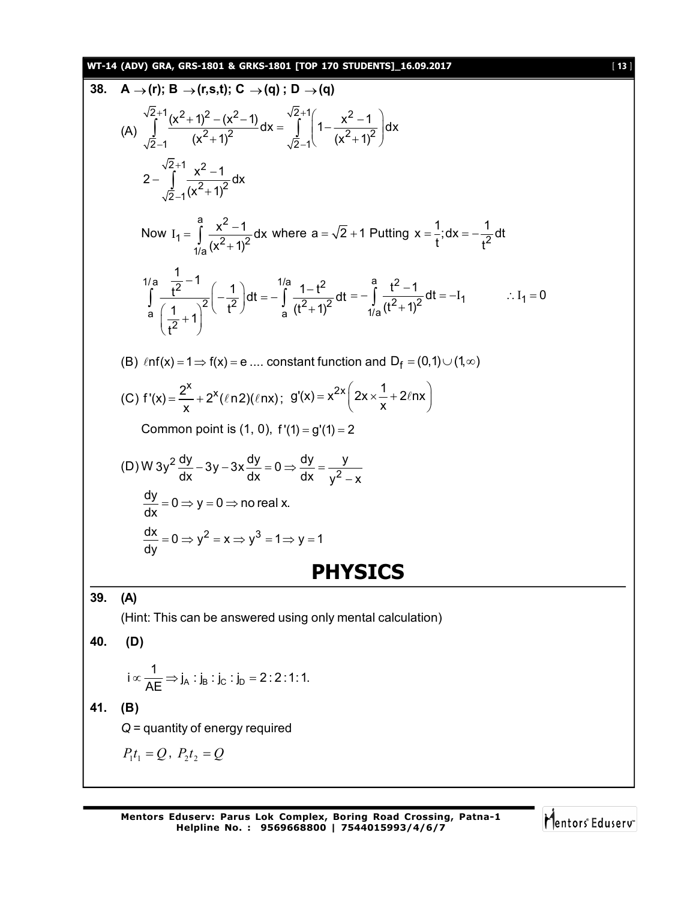**38.** **A → (r); B → (r,s,t); C → (q) ; D → (q)**

(A) $\displaystyle\int_{\sqrt{2}-1}^{\sqrt{2}+1}\frac{(x^2+1)^2-(x^2-1)}{(x^2+1)^2}dx=\int_{\sqrt{2}-1}^{\sqrt{2}+1}\left(1-\frac{x^2-1}{(x^2+1)^2}\right)dx$

$\displaystyle 2-\int_{\sqrt{2}-1}^{\sqrt{2}+1}\frac{x^2-1}{(x^2+1)^2}dx$

Now $\displaystyle I_1=\int_{1/a}^{a}\frac{x^2-1}{(x^2+1)^2}dx$ where $a=\sqrt{2}+1$ Putting $x=\frac{1}{t};dx=-\frac{1}{t^2}dt$

$\displaystyle\int_{a}^{1/a}\frac{\frac{1}{t^2}-1}{\left(\frac{1}{t^2}+1\right)^2}\left(-\frac{1}{t^2}\right)dt=-\int_{a}^{1/a}\frac{1-t^2}{(t^2+1)^2}dt=-\int_{1/a}^{a}\frac{t^2-1}{(t^2+1)^2}dt=-I_1 \qquad \therefore I_1=0$

(B) $\ell nf(x)=1\Rightarrow f(x)=e$ .... constant function and $D_f=(0,1)\cup(1,\infty)$

(C) $f'(x)=\dfrac{2^x}{x}+2^x(\ell n2)(\ell nx)$; $g'(x)=x^{2x}\left(2x\times\dfrac{1}{x}+2\ell nx\right)$

Common point is (1, 0), $f'(1)=g'(1)=2$

(D) W $3y^2\dfrac{dy}{dx}-3y-3x\dfrac{dy}{dx}=0\Rightarrow\dfrac{dy}{dx}=\dfrac{y}{y^2-x}$

$\dfrac{dy}{dx}=0\Rightarrow y=0\Rightarrow$ no real x.

$\dfrac{dx}{dy}=0\Rightarrow y^2=x\Rightarrow y^3=1\Rightarrow y=1$

# PHYSICS

**39.** **(A)**

(Hint: This can be answered using only mental calculation)

**40.** **(D)**

$i\propto\dfrac{1}{AE}\Rightarrow j_A:j_B:j_C:j_D=2:2:1:1.$

**41.** **(B)**

$Q$ = quantity of energy required

$P_1t_1=Q$, $P_2t_2=Q$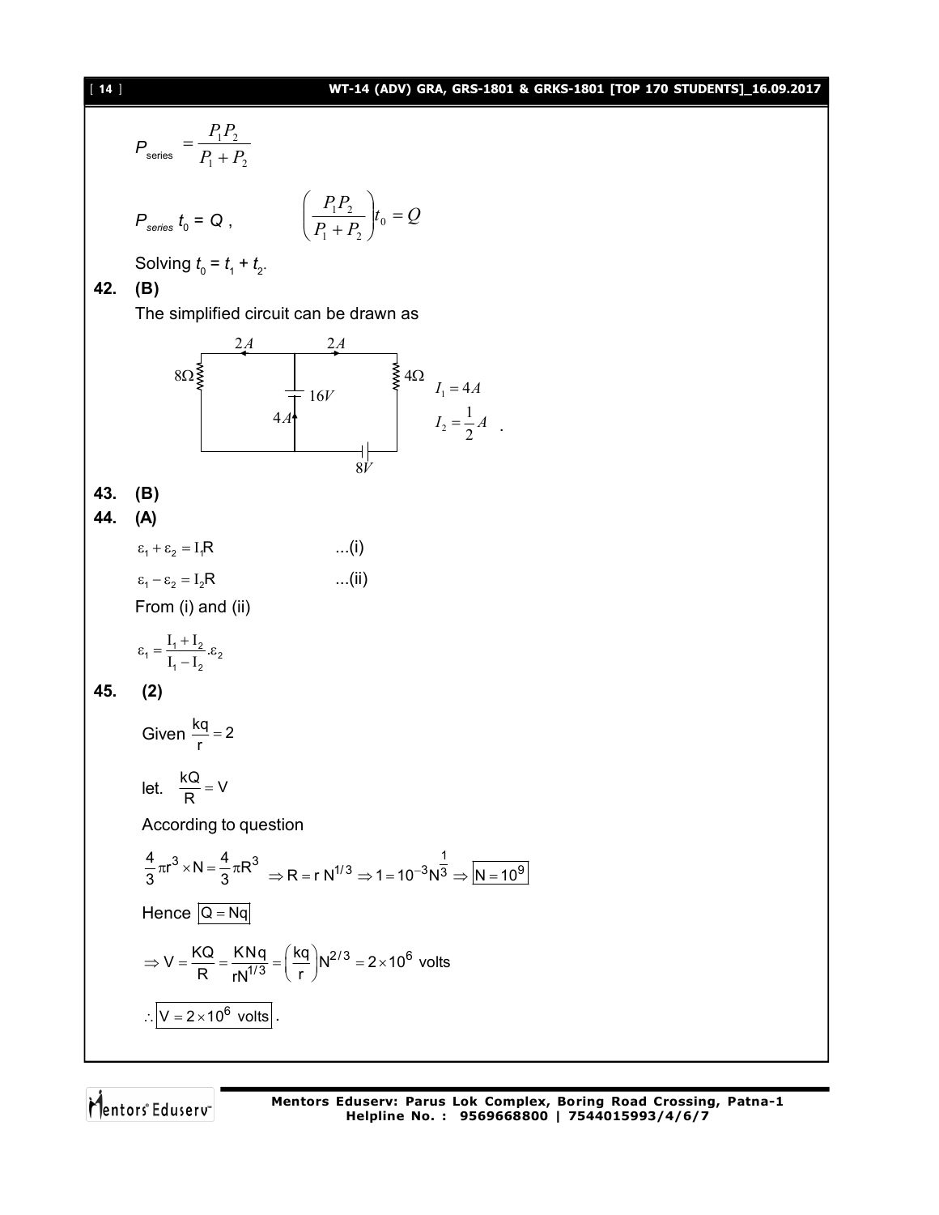$$P_{\text{series}} = \frac{P_1 P_2}{P_1 + P_2}$$

$$P_{series}\, t_0 = Q\,, \qquad \left(\frac{P_1 P_2}{P_1 + P_2}\right) t_0 = Q$$

Solving $t_0 = t_1 + t_2$.

**42. (B)**

The simplified circuit can be drawn as

2A 2A

8Ω 16V 4Ω

4A

8V

$I_1 = 4A$

$I_2 = \frac{1}{2}A$ .

**43. (B)**

**44. (A)**

$\varepsilon_1 + \varepsilon_2 = I_1 R$ ...(i)

$\varepsilon_1 - \varepsilon_2 = I_2 R$ ...(ii)

From (i) and (ii)

$$\varepsilon_1 = \frac{I_1 + I_2}{I_1 - I_2}.\varepsilon_2$$

**45. (2)**

Given $\frac{kq}{r} = 2$

let. $\frac{kQ}{R} = V$

According to question

$$\frac{4}{3}\pi r^3 \times N = \frac{4}{3}\pi R^3 \Rightarrow R = r\,N^{1/3} \Rightarrow 1 = 10^{-3} N^{\frac{1}{3}} \Rightarrow \boxed{N = 10^9}$$

Hence $\boxed{Q = Nq}$

$$\Rightarrow V = \frac{KQ}{R} = \frac{KNq}{rN^{1/3}} = \left(\frac{kq}{r}\right) N^{2/3} = 2 \times 10^6 \text{ volts}$$

$$\therefore \boxed{V = 2 \times 10^6 \text{ volts}}.$$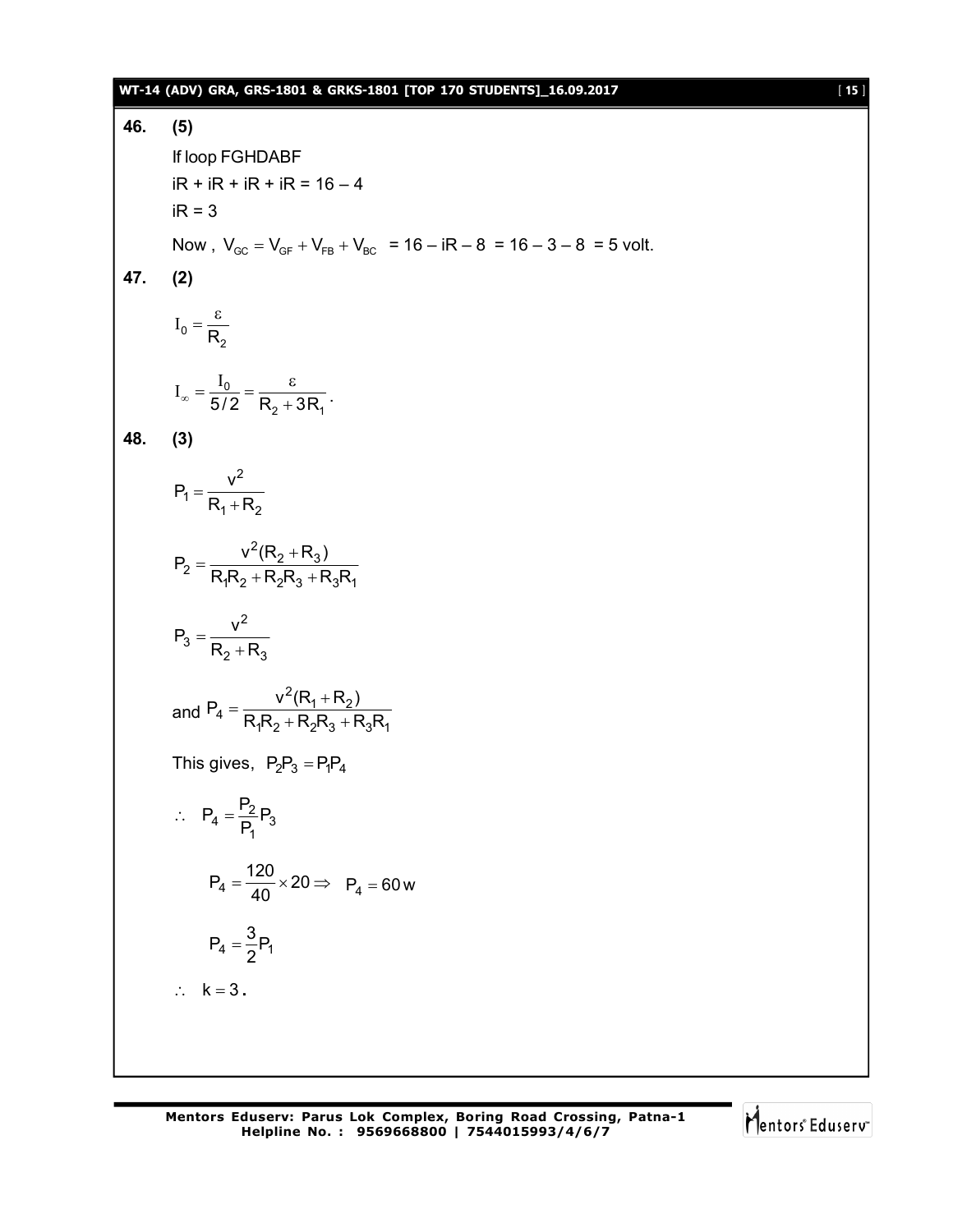**46. (5)**

If loop FGHDABF

$iR + iR + iR + iR = 16 - 4$

$iR = 3$

Now , $V_{GC} = V_{GF} + V_{FB} + V_{BC} = 16 - iR - 8 = 16 - 3 - 8 = 5$ volt.

**47. (2)**

$$I_0 = \frac{\varepsilon}{R_2}$$

$$I_\infty = \frac{I_0}{5/2} = \frac{\varepsilon}{R_2 + 3R_1}.$$

**48. (3)**

$$P_1 = \frac{v^2}{R_1 + R_2}$$

$$P_2 = \frac{v^2(R_2 + R_3)}{R_1R_2 + R_2R_3 + R_3R_1}$$

$$P_3 = \frac{v^2}{R_2 + R_3}$$

and $P_4 = \dfrac{v^2(R_1 + R_2)}{R_1R_2 + R_2R_3 + R_3R_1}$

This gives, $P_2P_3 = P_1P_4$

$$\therefore \quad P_4 = \frac{P_2}{P_1}P_3$$

$$P_4 = \frac{120}{40} \times 20 \Rightarrow \quad P_4 = 60\,\text{w}$$

$$P_4 = \frac{3}{2}P_1$$

$\therefore \quad k = 3.$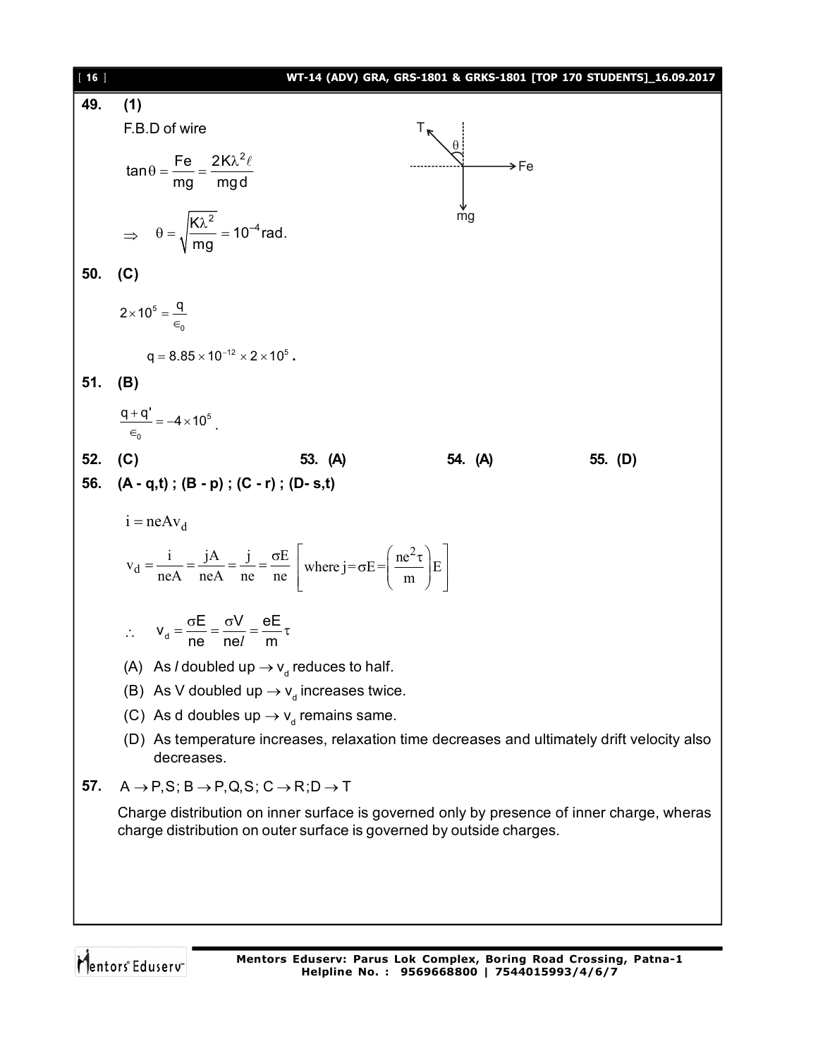**49. (1)**

F.B.D of wire

$$\tan\theta = \frac{Fe}{mg} = \frac{2K\lambda^2\ell}{mg\,d}$$

T

θ

Fe

mg

$$\Rightarrow \quad \theta = \sqrt{\frac{K\lambda^2}{mg}} = 10^{-4}\,\text{rad.}$$

**50. (C)**

$$2\times10^5 = \frac{q}{\epsilon_0}$$

$$q = 8.85\times10^{-12}\times2\times10^5\,.$$

**51. (B)**

$$\frac{q+q'}{\epsilon_0} = -4\times10^5\,.$$

**52. (C)** **53. (A)** **54. (A)** **55. (D)**

**56. (A - q,t) ; (B - p) ; (C - r) ; (D- s,t)**

$$i = neAv_d$$

$$v_d = \frac{i}{neA} = \frac{jA}{neA} = \frac{j}{ne} = \frac{\sigma E}{ne}\left[\text{where } j = \sigma E = \left(\frac{ne^2\tau}{m}\right)E\right]$$

$$\therefore \quad v_d = \frac{\sigma E}{ne} = \frac{\sigma V}{ne\,l} = \frac{eE}{m}\tau$$

(A) As $l$ doubled up $\rightarrow v_d$ reduces to half.

(B) As V doubled up $\rightarrow v_d$ increases twice.

(C) As d doubles up $\rightarrow v_d$ remains same.

(D) As temperature increases, relaxation time decreases and ultimately drift velocity also decreases.

**57.** $A \rightarrow P,S;\ B \rightarrow P,Q,S;\ C \rightarrow R;\ D \rightarrow T$

Charge distribution on inner surface is governed only by presence of inner charge, wheras charge distribution on outer surface is governed by outside charges.